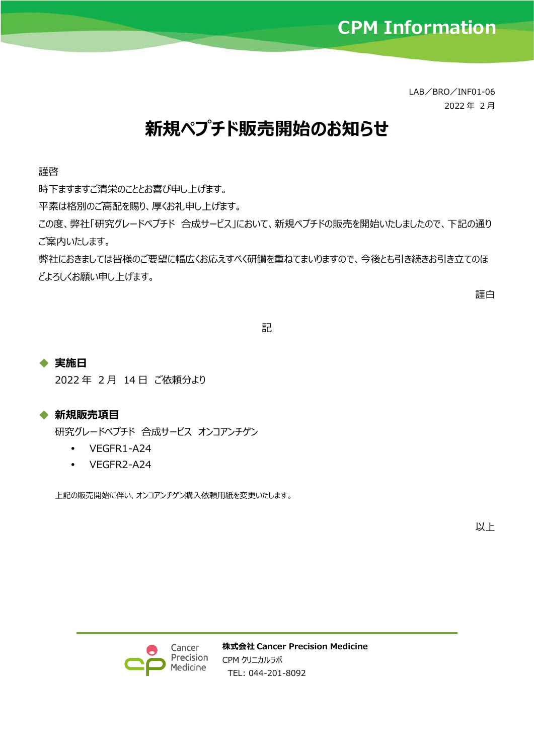CPM Information

LAB／BRO／INF01-06
2022 年 2 月

# 新規ペプチド販売開始のお知らせ

謹啓

時下ますますご清栄のこととお喜び申し上げます。

平素は格別のご高配を賜り、厚くお礼申し上げます。

この度、弊社「研究グレードペプチド 合成サービス」において、新規ペプチドの販売を開始いたしましたので、下記の通りご案内いたします。

弊社におきましては皆様のご要望に幅広くお応えすべく研鑚を重ねてまいりますので、今後とも引き続きお引き立てのほどよろしくお願い申し上げます。

謹白

記

◆ **実施日**

2022 年 2 月 14 日 ご依頼分より

◆ **新規販売項目**

研究グレードペプチド 合成サービス オンコアンチゲン

- VEGFR1-A24
- VEGFR2-A24

上記の販売開始に伴い、オンコアンチゲン購入依頼用紙を変更いたします。

以上

Cancer Precision Medicine

**株式会社 Cancer Precision Medicine**
CPM クリニカルラボ
TEL: 044-201-8092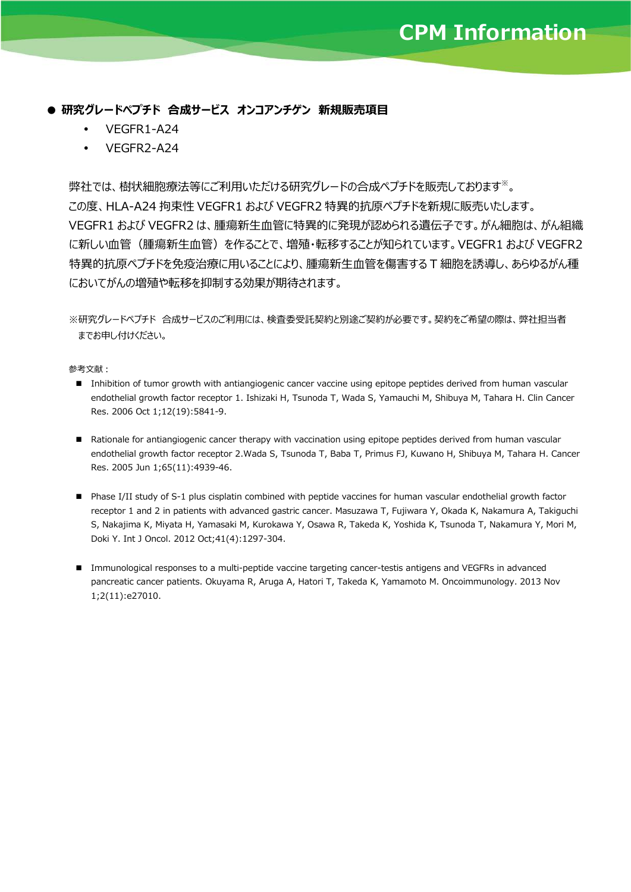● **研究グレードペプチド　合成サービス　オンコアンチゲン　新規販売項目**

- VEGFR1-A24
- VEGFR2-A24

弊社では、樹状細胞療法等にご利用いただける研究グレードの合成ペプチドを販売しております※。
この度、HLA-A24 拘束性 VEGFR1 および VEGFR2 特異的抗原ペプチドを新規に販売いたします。
VEGFR1 および VEGFR2 は、腫瘍新生血管に特異的に発現が認められる遺伝子です。がん細胞は、がん組織に新しい血管（腫瘍新生血管）を作ることで、増殖・転移することが知られています。VEGFR1 および VEGFR2 特異的抗原ペプチドを免疫治療に用いることにより、腫瘍新生血管を傷害する T 細胞を誘導し、あらゆるがん種においてがんの増殖や転移を抑制する効果が期待されます。

※研究グレードペプチド　合成サービスのご利用には、検査委受託契約と別途ご契約が必要です。契約をご希望の際は、弊社担当者までお申し付けください。

参考文献：

- Inhibition of tumor growth with antiangiogenic cancer vaccine using epitope peptides derived from human vascular endothelial growth factor receptor 1. Ishizaki H, Tsunoda T, Wada S, Yamauchi M, Shibuya M, Tahara H. Clin Cancer Res. 2006 Oct 1;12(19):5841-9.

- Rationale for antiangiogenic cancer therapy with vaccination using epitope peptides derived from human vascular endothelial growth factor receptor 2.Wada S, Tsunoda T, Baba T, Primus FJ, Kuwano H, Shibuya M, Tahara H. Cancer Res. 2005 Jun 1;65(11):4939-46.

- Phase I/II study of S-1 plus cisplatin combined with peptide vaccines for human vascular endothelial growth factor receptor 1 and 2 in patients with advanced gastric cancer. Masuzawa T, Fujiwara Y, Okada K, Nakamura A, Takiguchi S, Nakajima K, Miyata H, Yamasaki M, Kurokawa Y, Osawa R, Takeda K, Yoshida K, Tsunoda T, Nakamura Y, Mori M, Doki Y. Int J Oncol. 2012 Oct;41(4):1297-304.

- Immunological responses to a multi-peptide vaccine targeting cancer-testis antigens and VEGFRs in advanced pancreatic cancer patients. Okuyama R, Aruga A, Hatori T, Takeda K, Yamamoto M. Oncoimmunology. 2013 Nov 1;2(11):e27010.